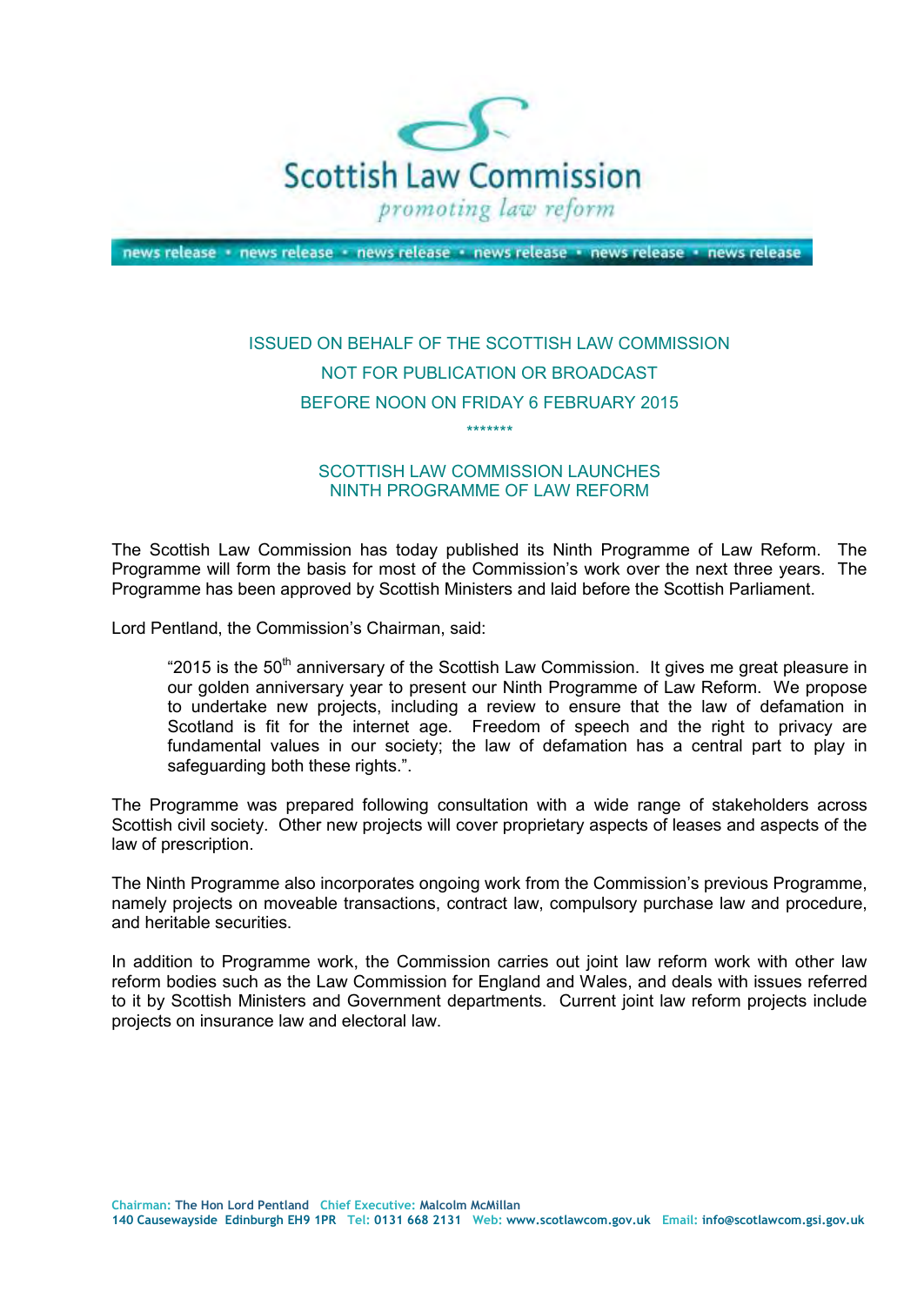Scottish Law Commission

*promoting law reform*

news release • news release • news release • news release • news release • news release

ISSUED ON BEHALF OF THE SCOTTISH LAW COMMISSION

NOT FOR PUBLICATION OR BROADCAST

BEFORE NOON ON FRIDAY 6 FEBRUARY 2015

*******

## SCOTTISH LAW COMMISSION LAUNCHES NINTH PROGRAMME OF LAW REFORM

The Scottish Law Commission has today published its Ninth Programme of Law Reform. The Programme will form the basis for most of the Commission's work over the next three years. The Programme has been approved by Scottish Ministers and laid before the Scottish Parliament.

Lord Pentland, the Commission's Chairman, said:

> "2015 is the 50th anniversary of the Scottish Law Commission. It gives me great pleasure in our golden anniversary year to present our Ninth Programme of Law Reform. We propose to undertake new projects, including a review to ensure that the law of defamation in Scotland is fit for the internet age. Freedom of speech and the right to privacy are fundamental values in our society; the law of defamation has a central part to play in safeguarding both these rights.".

The Programme was prepared following consultation with a wide range of stakeholders across Scottish civil society. Other new projects will cover proprietary aspects of leases and aspects of the law of prescription.

The Ninth Programme also incorporates ongoing work from the Commission's previous Programme, namely projects on moveable transactions, contract law, compulsory purchase law and procedure, and heritable securities.

In addition to Programme work, the Commission carries out joint law reform work with other law reform bodies such as the Law Commission for England and Wales, and deals with issues referred to it by Scottish Ministers and Government departments. Current joint law reform projects include projects on insurance law and electoral law.

Chairman: The Hon Lord Pentland Chief Executive: Malcolm McMillan
140 Causewayside Edinburgh EH9 1PR Tel: 0131 668 2131 Web: www.scotlawcom.gov.uk Email: info@scotlawcom.gsi.gov.uk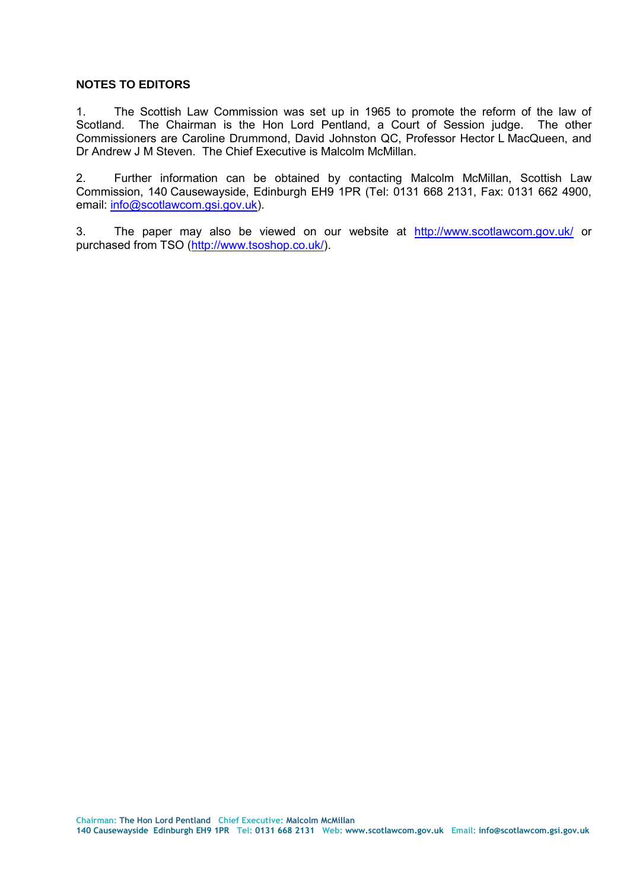**NOTES TO EDITORS**

1. The Scottish Law Commission was set up in 1965 to promote the reform of the law of Scotland. The Chairman is the Hon Lord Pentland, a Court of Session judge. The other Commissioners are Caroline Drummond, David Johnston QC, Professor Hector L MacQueen, and Dr Andrew J M Steven. The Chief Executive is Malcolm McMillan.

2. Further information can be obtained by contacting Malcolm McMillan, Scottish Law Commission, 140 Causewayside, Edinburgh EH9 1PR (Tel: 0131 668 2131, Fax: 0131 662 4900, email: info@scotlawcom.gsi.gov.uk).

3. The paper may also be viewed on our website at http://www.scotlawcom.gov.uk/ or purchased from TSO (http://www.tsoshop.co.uk/).

**Chairman:** The Hon Lord Pentland **Chief Executive:** Malcolm McMillan
140 Causewayside Edinburgh EH9 1PR **Tel:** 0131 668 2131 **Web:** www.scotlawcom.gov.uk **Email:** info@scotlawcom.gsi.gov.uk